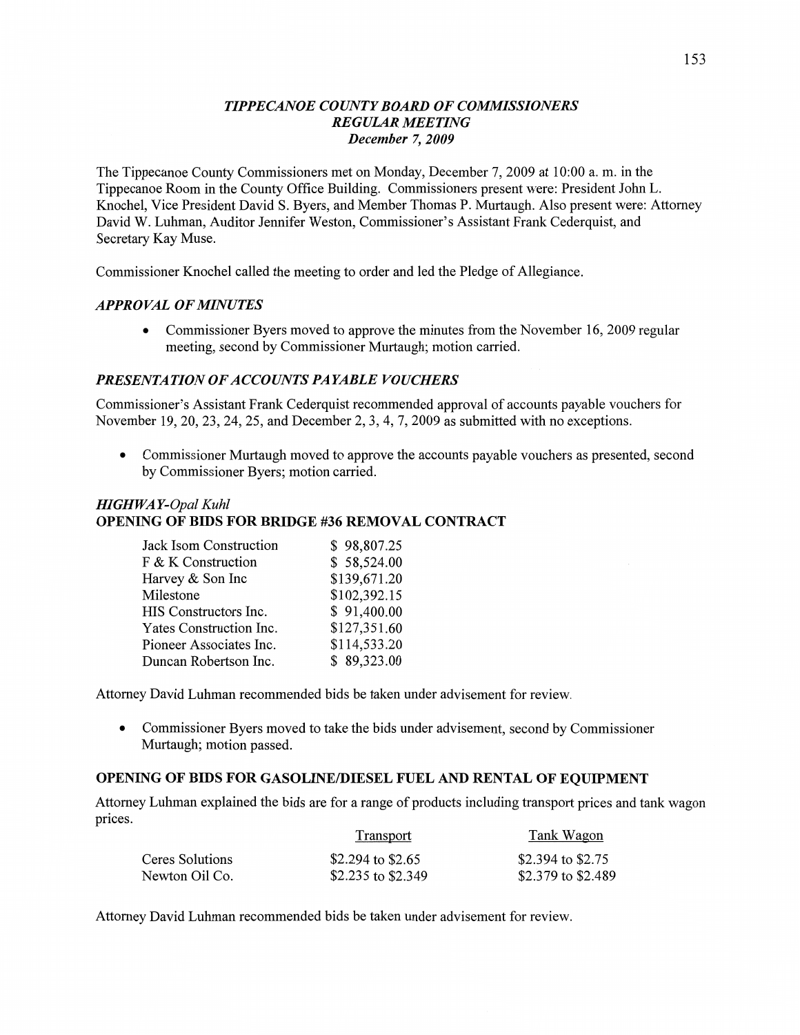# *TIPPECANOE COUNTY BOARD OF COMMISSIONERS*
## *REGULAR MEETING*
### *December 7, 2009*

The Tippecanoe County Commissioners met on Monday, December 7, 2009 at 10:00 a. m. in the Tippecanoe Room in the County Office Building. Commissioners present were: President John L. Knochel, Vice President David S. Byers, and Member Thomas P. Murtaugh. Also present were: Attorney David W. Luhman, Auditor Jennifer Weston, Commissioner's Assistant Frank Cederquist, and Secretary Kay Muse.

Commissioner Knochel called the meeting to order and led the Pledge of Allegiance.

### *APPROVAL OF MINUTES*

- Commissioner Byers moved to approve the minutes from the November 16, 2009 regular meeting, second by Commissioner Murtaugh; motion carried.

### *PRESENTATION OF ACCOUNTS PAYABLE VOUCHERS*

Commissioner's Assistant Frank Cederquist recommended approval of accounts payable vouchers for November 19, 20, 23, 24, 25, and December 2, 3, 4, 7, 2009 as submitted with no exceptions.

- Commissioner Murtaugh moved to approve the accounts payable vouchers as presented, second by Commissioner Byers; motion carried.

### *HIGHWAY-Opal Kuhl*
### OPENING OF BIDS FOR BRIDGE #36 REMOVAL CONTRACT

| | |
|---|---|
| Jack Isom Construction | $ 98,807.25 |
| F & K Construction | $ 58,524.00 |
| Harvey & Son Inc | $139,671.20 |
| Milestone | $102,392.15 |
| HIS Constructors Inc. | $ 91,400.00 |
| Yates Construction Inc. | $127,351.60 |
| Pioneer Associates Inc. | $114,533.20 |
| Duncan Robertson Inc. | $ 89,323.00 |

Attorney David Luhman recommended bids be taken under advisement for review.

- Commissioner Byers moved to take the bids under advisement, second by Commissioner Murtaugh; motion passed.

### OPENING OF BIDS FOR GASOLINE/DIESEL FUEL AND RENTAL OF EQUIPMENT

Attorney Luhman explained the bids are for a range of products including transport prices and tank wagon prices.

| | Transport | Tank Wagon |
|---|---|---|
| Ceres Solutions | $2.294 to $2.65 | $2.394 to $2.75 |
| Newton Oil Co. | $2.235 to $2.349 | $2.379 to $2.489 |

Attorney David Luhman recommended bids be taken under advisement for review.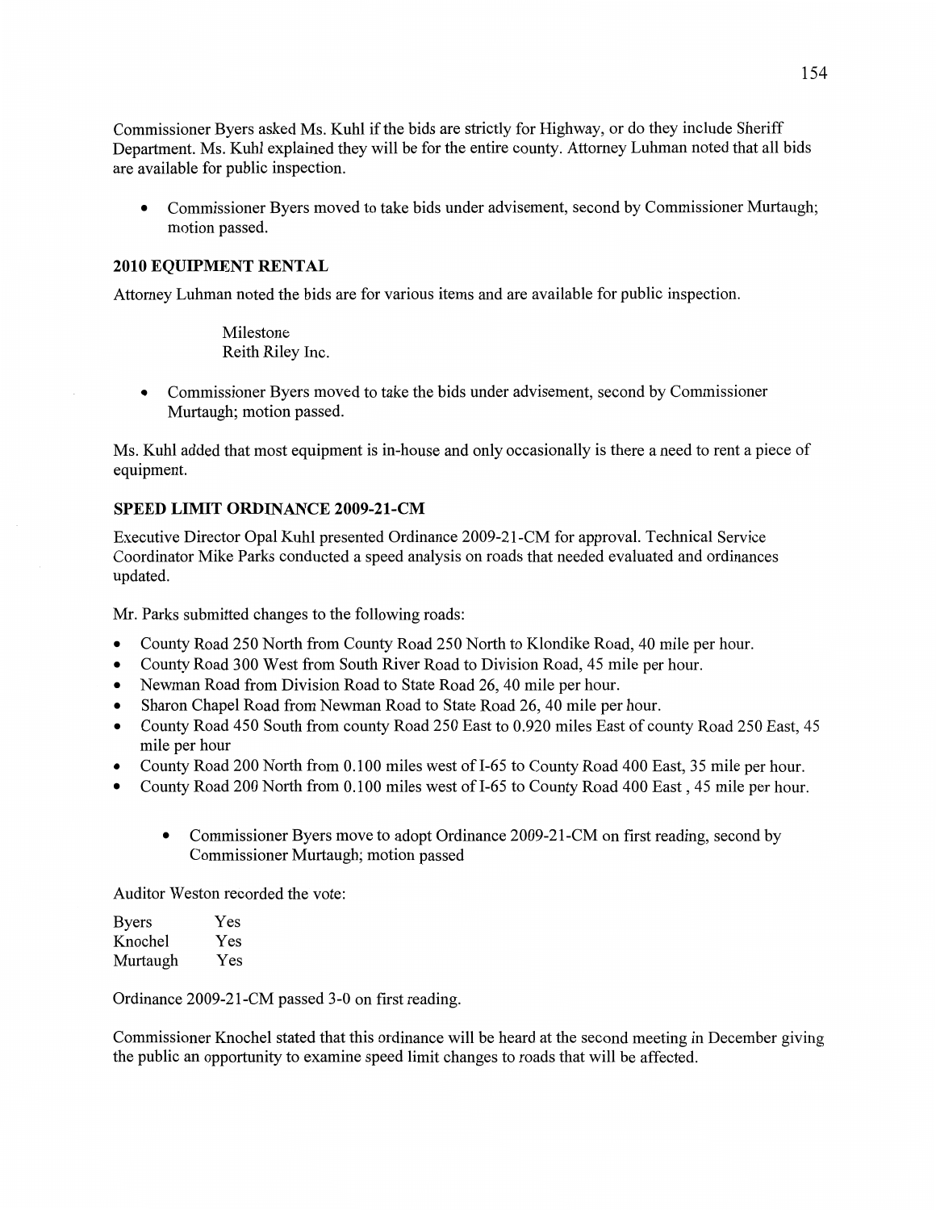Commissioner Byers asked Ms. Kuhl if the bids are strictly for Highway, or do they include Sheriff Department. Ms. Kuhl explained they will be for the entire county. Attorney Luhman noted that all bids are available for public inspection.

- Commissioner Byers moved to take bids under advisement, second by Commissioner Murtaugh; motion passed.

**2010 EQUIPMENT RENTAL**

Attorney Luhman noted the bids are for various items and are available for public inspection.

Milestone
Reith Riley Inc.

- Commissioner Byers moved to take the bids under advisement, second by Commissioner Murtaugh; motion passed.

Ms. Kuhl added that most equipment is in-house and only occasionally is there a need to rent a piece of equipment.

**SPEED LIMIT ORDINANCE 2009-21-CM**

Executive Director Opal Kuhl presented Ordinance 2009-21-CM for approval. Technical Service Coordinator Mike Parks conducted a speed analysis on roads that needed evaluated and ordinances updated.

Mr. Parks submitted changes to the following roads:

- County Road 250 North from County Road 250 North to Klondike Road, 40 mile per hour.
- County Road 300 West from South River Road to Division Road, 45 mile per hour.
- Newman Road from Division Road to State Road 26, 40 mile per hour.
- Sharon Chapel Road from Newman Road to State Road 26, 40 mile per hour.
- County Road 450 South from county Road 250 East to 0.920 miles East of county Road 250 East, 45 mile per hour
- County Road 200 North from 0.100 miles west of I-65 to County Road 400 East, 35 mile per hour.
- County Road 200 North from 0.100 miles west of I-65 to County Road 400 East , 45 mile per hour.

    - Commissioner Byers move to adopt Ordinance 2009-21-CM on first reading, second by Commissioner Murtaugh; motion passed

Auditor Weston recorded the vote:

| | |
|---|---|
| Byers | Yes |
| Knochel | Yes |
| Murtaugh | Yes |

Ordinance 2009-21-CM passed 3-0 on first reading.

Commissioner Knochel stated that this ordinance will be heard at the second meeting in December giving the public an opportunity to examine speed limit changes to roads that will be affected.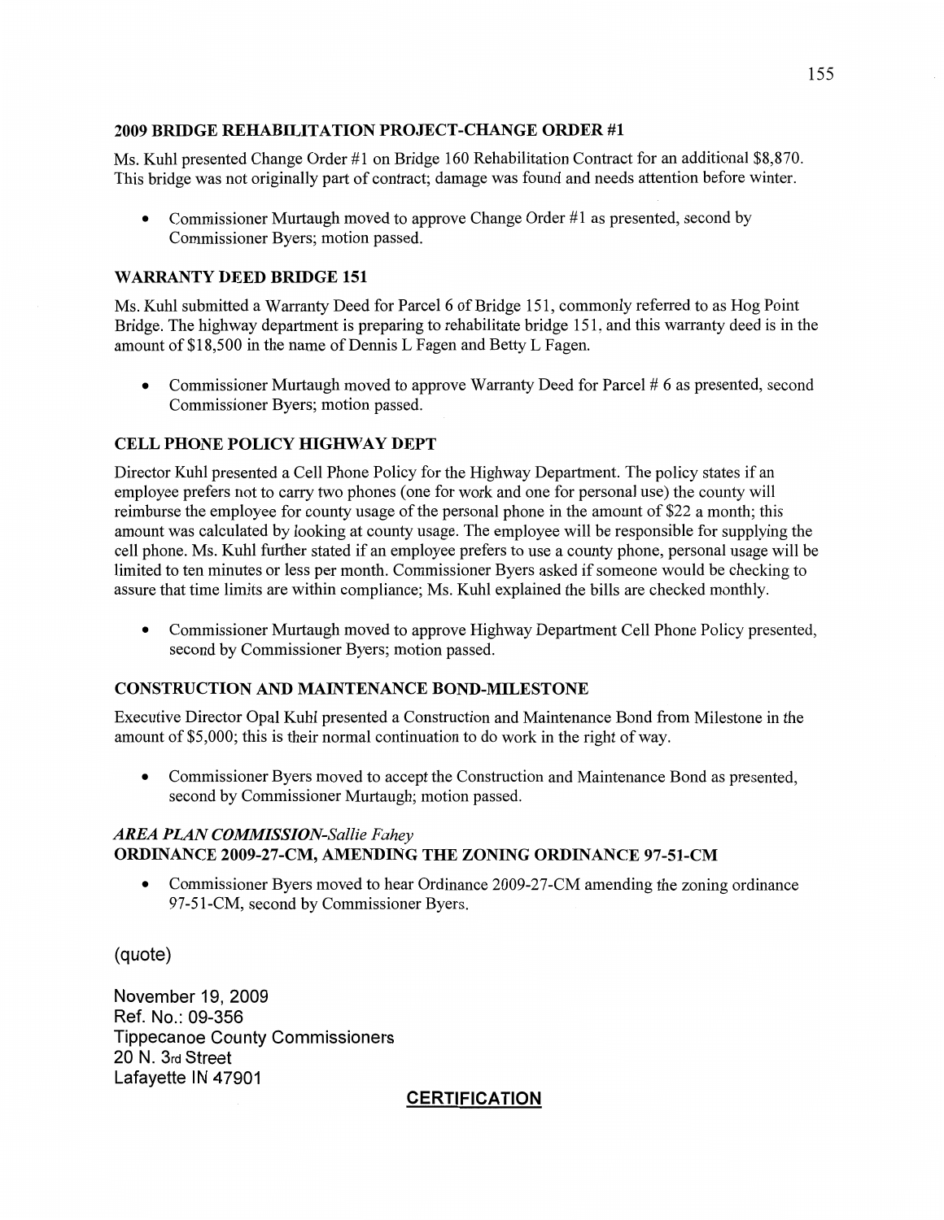### 2009 BRIDGE REHABILITATION PROJECT-CHANGE ORDER #1

Ms. Kuhl presented Change Order #1 on Bridge 160 Rehabilitation Contract for an additional $8,870. This bridge was not originally part of contract; damage was found and needs attention before winter.

- Commissioner Murtaugh moved to approve Change Order #1 as presented, second by Commissioner Byers; motion passed.

### WARRANTY DEED BRIDGE 151

Ms. Kuhl submitted a Warranty Deed for Parcel 6 of Bridge 151, commonly referred to as Hog Point Bridge. The highway department is preparing to rehabilitate bridge 151, and this warranty deed is in the amount of $18,500 in the name of Dennis L Fagen and Betty L Fagen.

- Commissioner Murtaugh moved to approve Warranty Deed for Parcel # 6 as presented, second Commissioner Byers; motion passed.

### CELL PHONE POLICY HIGHWAY DEPT

Director Kuhl presented a Cell Phone Policy for the Highway Department. The policy states if an employee prefers not to carry two phones (one for work and one for personal use) the county will reimburse the employee for county usage of the personal phone in the amount of $22 a month; this amount was calculated by looking at county usage. The employee will be responsible for supplying the cell phone. Ms. Kuhl further stated if an employee prefers to use a county phone, personal usage will be limited to ten minutes or less per month. Commissioner Byers asked if someone would be checking to assure that time limits are within compliance; Ms. Kuhl explained the bills are checked monthly.

- Commissioner Murtaugh moved to approve Highway Department Cell Phone Policy presented, second by Commissioner Byers; motion passed.

### CONSTRUCTION AND MAINTENANCE BOND-MILESTONE

Executive Director Opal Kuhl presented a Construction and Maintenance Bond from Milestone in the amount of $5,000; this is their normal continuation to do work in the right of way.

- Commissioner Byers moved to accept the Construction and Maintenance Bond as presented, second by Commissioner Murtaugh; motion passed.

*AREA PLAN COMMISSION-Sallie Fahey*

### ORDINANCE 2009-27-CM, AMENDING THE ZONING ORDINANCE 97-51-CM

- Commissioner Byers moved to hear Ordinance 2009-27-CM amending the zoning ordinance 97-51-CM, second by Commissioner Byers.

(quote)

November 19, 2009
Ref. No.: 09-356
Tippecanoe County Commissioners
20 N. 3rd Street
Lafayette IN 47901

**CERTIFICATION**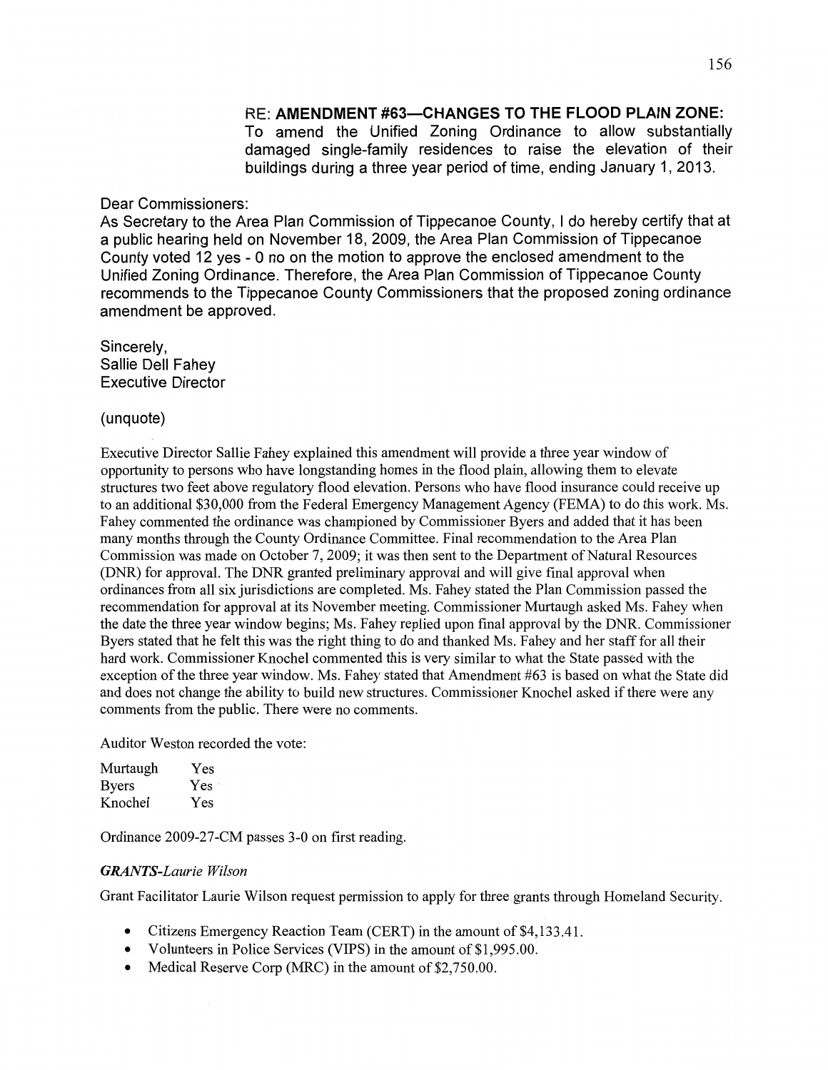**RE: AMENDMENT #63—CHANGES TO THE FLOOD PLAIN ZONE:**
To amend the Unified Zoning Ordinance to allow substantially damaged single-family residences to raise the elevation of their buildings during a three year period of time, ending January 1, 2013.

Dear Commissioners:
As Secretary to the Area Plan Commission of Tippecanoe County, I do hereby certify that at a public hearing held on November 18, 2009, the Area Plan Commission of Tippecanoe County voted 12 yes - 0 no on the motion to approve the enclosed amendment to the Unified Zoning Ordinance. Therefore, the Area Plan Commission of Tippecanoe County recommends to the Tippecanoe County Commissioners that the proposed zoning ordinance amendment be approved.

Sincerely,
Sallie Dell Fahey
Executive Director

(unquote)

Executive Director Sallie Fahey explained this amendment will provide a three year window of opportunity to persons who have longstanding homes in the flood plain, allowing them to elevate structures two feet above regulatory flood elevation. Persons who have flood insurance could receive up to an additional $30,000 from the Federal Emergency Management Agency (FEMA) to do this work. Ms. Fahey commented the ordinance was championed by Commissioner Byers and added that it has been many months through the County Ordinance Committee. Final recommendation to the Area Plan Commission was made on October 7, 2009; it was then sent to the Department of Natural Resources (DNR) for approval. The DNR granted preliminary approval and will give final approval when ordinances from all six jurisdictions are completed. Ms. Fahey stated the Plan Commission passed the recommendation for approval at its November meeting. Commissioner Murtaugh asked Ms. Fahey when the date the three year window begins; Ms. Fahey replied upon final approval by the DNR. Commissioner Byers stated that he felt this was the right thing to do and thanked Ms. Fahey and her staff for all their hard work. Commissioner Knochel commented this is very similar to what the State passed with the exception of the three year window. Ms. Fahey stated that Amendment #63 is based on what the State did and does not change the ability to build new structures. Commissioner Knochel asked if there were any comments from the public. There were no comments.

Auditor Weston recorded the vote:

| | |
|---|---|
| Murtaugh | Yes |
| Byers | Yes |
| Knochel | Yes |

Ordinance 2009-27-CM passes 3-0 on first reading.

***GRANTS-Laurie Wilson***

Grant Facilitator Laurie Wilson request permission to apply for three grants through Homeland Security.

- Citizens Emergency Reaction Team (CERT) in the amount of $4,133.41.
- Volunteers in Police Services (VIPS) in the amount of $1,995.00.
- Medical Reserve Corp (MRC) in the amount of $2,750.00.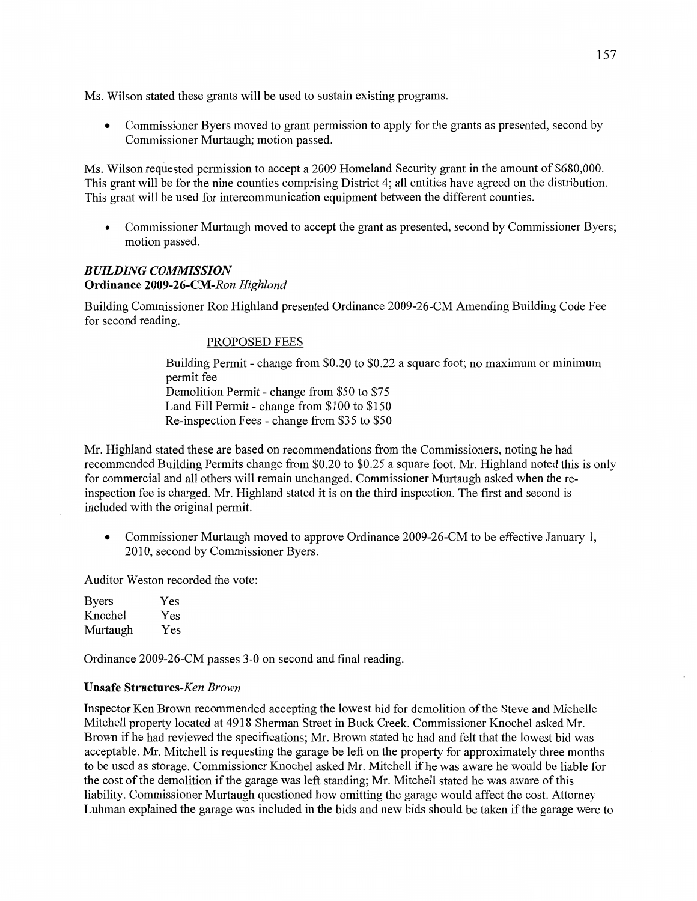Ms. Wilson stated these grants will be used to sustain existing programs.

- Commissioner Byers moved to grant permission to apply for the grants as presented, second by Commissioner Murtaugh; motion passed.

Ms. Wilson requested permission to accept a 2009 Homeland Security grant in the amount of $680,000. This grant will be for the nine counties comprising District 4; all entities have agreed on the distribution. This grant will be used for intercommunication equipment between the different counties.

- Commissioner Murtaugh moved to accept the grant as presented, second by Commissioner Byers; motion passed.

### *BUILDING COMMISSION*

**Ordinance 2009-26-CM-***Ron Highland*

Building Commissioner Ron Highland presented Ordinance 2009-26-CM Amending Building Code Fee for second reading.

PROPOSED FEES

Building Permit - change from $0.20 to $0.22 a square foot; no maximum or minimum permit fee
Demolition Permit - change from $50 to $75
Land Fill Permit - change from $100 to $150
Re-inspection Fees - change from $35 to $50

Mr. Highland stated these are based on recommendations from the Commissioners, noting he had recommended Building Permits change from $0.20 to $0.25 a square foot. Mr. Highland noted this is only for commercial and all others will remain unchanged. Commissioner Murtaugh asked when the re-inspection fee is charged. Mr. Highland stated it is on the third inspection. The first and second is included with the original permit.

- Commissioner Murtaugh moved to approve Ordinance 2009-26-CM to be effective January 1, 2010, second by Commissioner Byers.

Auditor Weston recorded the vote:

| | |
|---|---|
| Byers | Yes |
| Knochel | Yes |
| Murtaugh | Yes |

Ordinance 2009-26-CM passes 3-0 on second and final reading.

**Unsafe Structures-***Ken Brown*

Inspector Ken Brown recommended accepting the lowest bid for demolition of the Steve and Michelle Mitchell property located at 4918 Sherman Street in Buck Creek. Commissioner Knochel asked Mr. Brown if he had reviewed the specifications; Mr. Brown stated he had and felt that the lowest bid was acceptable. Mr. Mitchell is requesting the garage be left on the property for approximately three months to be used as storage. Commissioner Knochel asked Mr. Mitchell if he was aware he would be liable for the cost of the demolition if the garage was left standing; Mr. Mitchell stated he was aware of this liability. Commissioner Murtaugh questioned how omitting the garage would affect the cost. Attorney Luhman explained the garage was included in the bids and new bids should be taken if the garage were to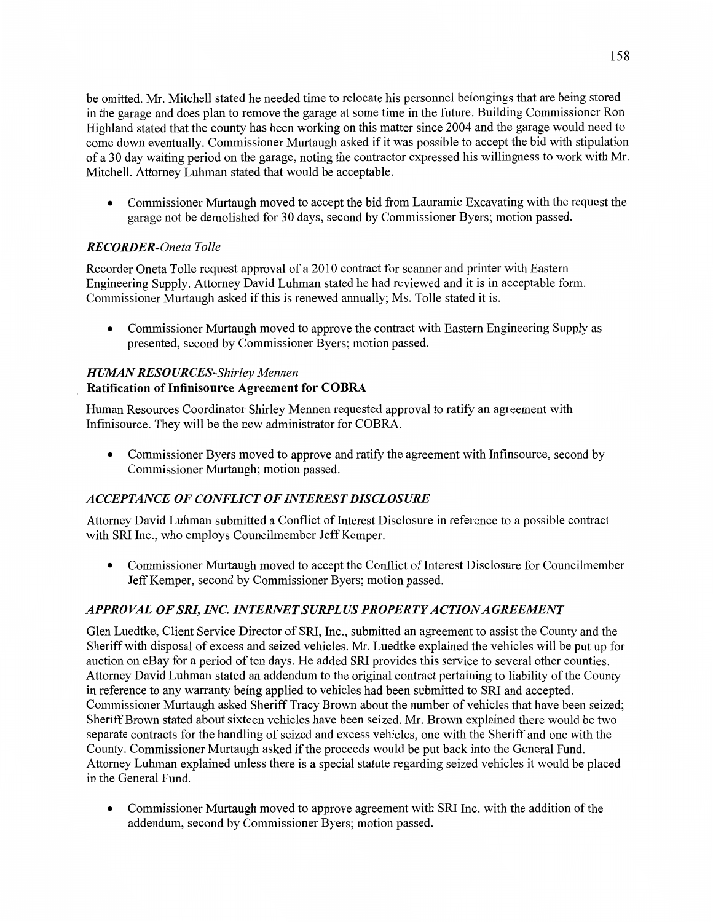be omitted. Mr. Mitchell stated he needed time to relocate his personnel belongings that are being stored in the garage and does plan to remove the garage at some time in the future. Building Commissioner Ron Highland stated that the county has been working on this matter since 2004 and the garage would need to come down eventually. Commissioner Murtaugh asked if it was possible to accept the bid with stipulation of a 30 day waiting period on the garage, noting the contractor expressed his willingness to work with Mr. Mitchell. Attorney Luhman stated that would be acceptable.

- Commissioner Murtaugh moved to accept the bid from Lauramie Excavating with the request the garage not be demolished for 30 days, second by Commissioner Byers; motion passed.

### *RECORDER-Oneta Tolle*

Recorder Oneta Tolle request approval of a 2010 contract for scanner and printer with Eastern Engineering Supply. Attorney David Luhman stated he had reviewed and it is in acceptable form. Commissioner Murtaugh asked if this is renewed annually; Ms. Tolle stated it is.

- Commissioner Murtaugh moved to approve the contract with Eastern Engineering Supply as presented, second by Commissioner Byers; motion passed.

### *HUMAN RESOURCES-Shirley Mennen*

**Ratification of Infinisource Agreement for COBRA**

Human Resources Coordinator Shirley Mennen requested approval to ratify an agreement with Infinisource. They will be the new administrator for COBRA.

- Commissioner Byers moved to approve and ratify the agreement with Infinsource, second by Commissioner Murtaugh; motion passed.

### *ACCEPTANCE OF CONFLICT OF INTEREST DISCLOSURE*

Attorney David Luhman submitted a Conflict of Interest Disclosure in reference to a possible contract with SRI Inc., who employs Councilmember Jeff Kemper.

- Commissioner Murtaugh moved to accept the Conflict of Interest Disclosure for Councilmember Jeff Kemper, second by Commissioner Byers; motion passed.

### *APPROVAL OF SRI, INC. INTERNET SURPLUS PROPERTY ACTION AGREEMENT*

Glen Luedtke, Client Service Director of SRI, Inc., submitted an agreement to assist the County and the Sheriff with disposal of excess and seized vehicles. Mr. Luedtke explained the vehicles will be put up for auction on eBay for a period of ten days. He added SRI provides this service to several other counties. Attorney David Luhman stated an addendum to the original contract pertaining to liability of the County in reference to any warranty being applied to vehicles had been submitted to SRI and accepted. Commissioner Murtaugh asked Sheriff Tracy Brown about the number of vehicles that have been seized; Sheriff Brown stated about sixteen vehicles have been seized. Mr. Brown explained there would be two separate contracts for the handling of seized and excess vehicles, one with the Sheriff and one with the County. Commissioner Murtaugh asked if the proceeds would be put back into the General Fund. Attorney Luhman explained unless there is a special statute regarding seized vehicles it would be placed in the General Fund.

- Commissioner Murtaugh moved to approve agreement with SRI Inc. with the addition of the addendum, second by Commissioner Byers; motion passed.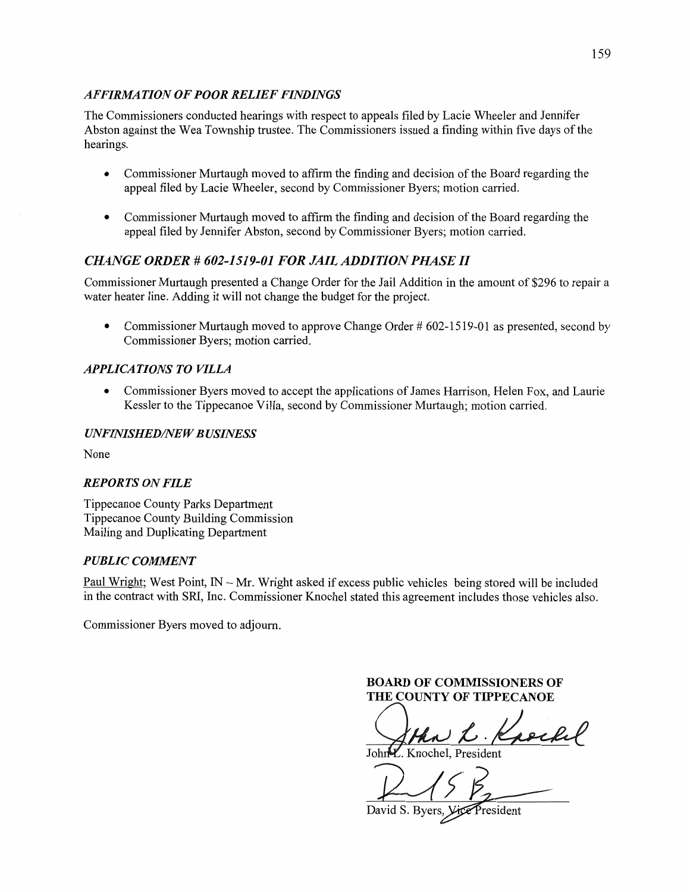### *AFFIRMATION OF POOR RELIEF FINDINGS*

The Commissioners conducted hearings with respect to appeals filed by Lacie Wheeler and Jennifer Abston against the Wea Township trustee. The Commissioners issued a finding within five days of the hearings.

- Commissioner Murtaugh moved to affirm the finding and decision of the Board regarding the appeal filed by Lacie Wheeler, second by Commissioner Byers; motion carried.
- Commissioner Murtaugh moved to affirm the finding and decision of the Board regarding the appeal filed by Jennifer Abston, second by Commissioner Byers; motion carried.

### *CHANGE ORDER # 602-1519-01 FOR JAIL ADDITION PHASE II*

Commissioner Murtaugh presented a Change Order for the Jail Addition in the amount of $296 to repair a water heater line. Adding it will not change the budget for the project.

- Commissioner Murtaugh moved to approve Change Order # 602-1519-01 as presented, second by Commissioner Byers; motion carried.

### *APPLICATIONS TO VILLA*

- Commissioner Byers moved to accept the applications of James Harrison, Helen Fox, and Laurie Kessler to the Tippecanoe Villa, second by Commissioner Murtaugh; motion carried.

### *UNFINISHED/NEW BUSINESS*

None

### *REPORTS ON FILE*

Tippecanoe County Parks Department
Tippecanoe County Building Commission
Mailing and Duplicating Department

### *PUBLIC COMMENT*

Paul Wright; West Point, IN – Mr. Wright asked if excess public vehicles being stored will be included in the contract with SRI, Inc. Commissioner Knochel stated this agreement includes those vehicles also.

Commissioner Byers moved to adjourn.

**BOARD OF COMMISSIONERS OF THE COUNTY OF TIPPECANOE**

John L. Knochel, President

David S. Byers, Vice President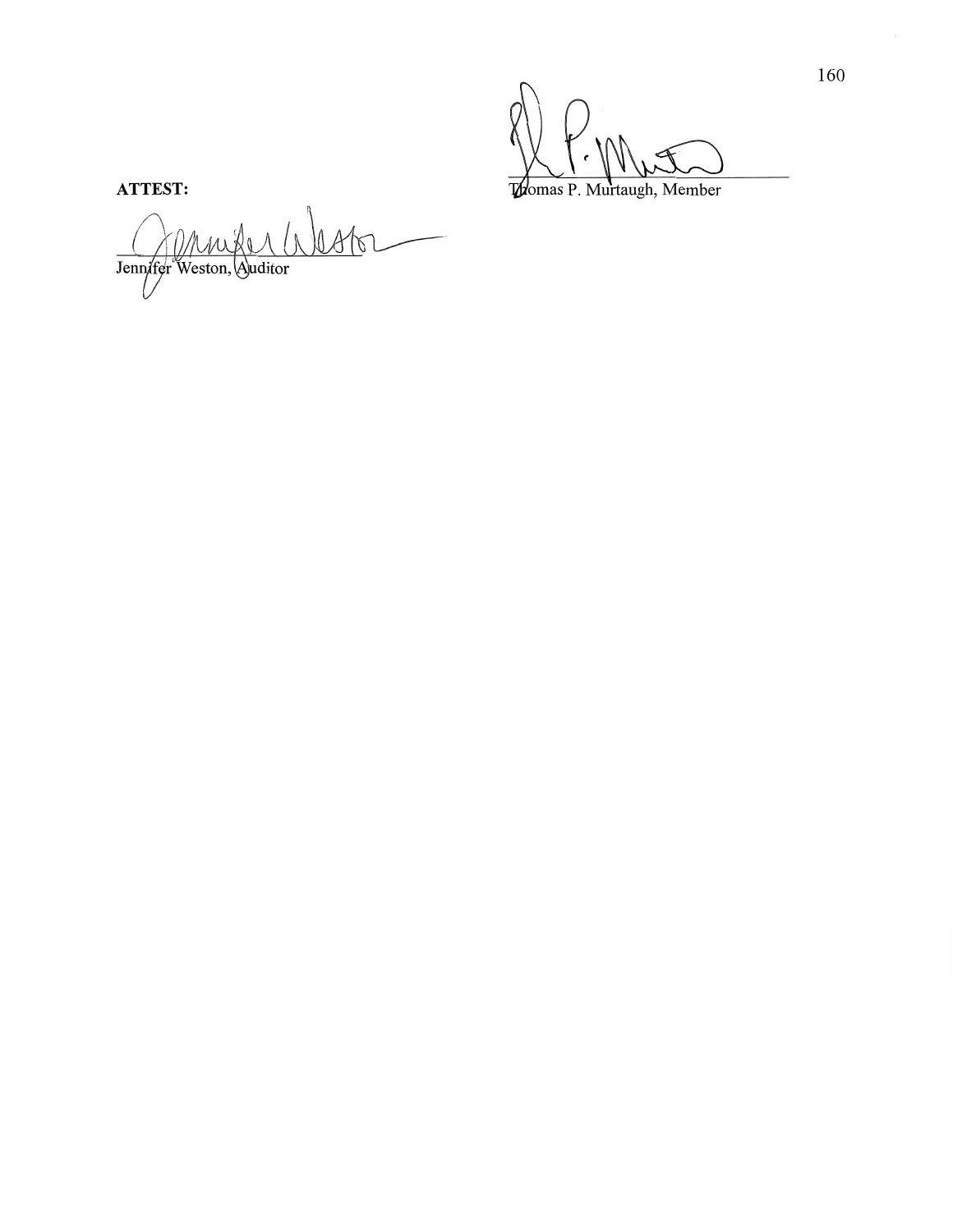Thomas P. Murtaugh, Member

**ATTEST:**

Jennifer Weston, Auditor